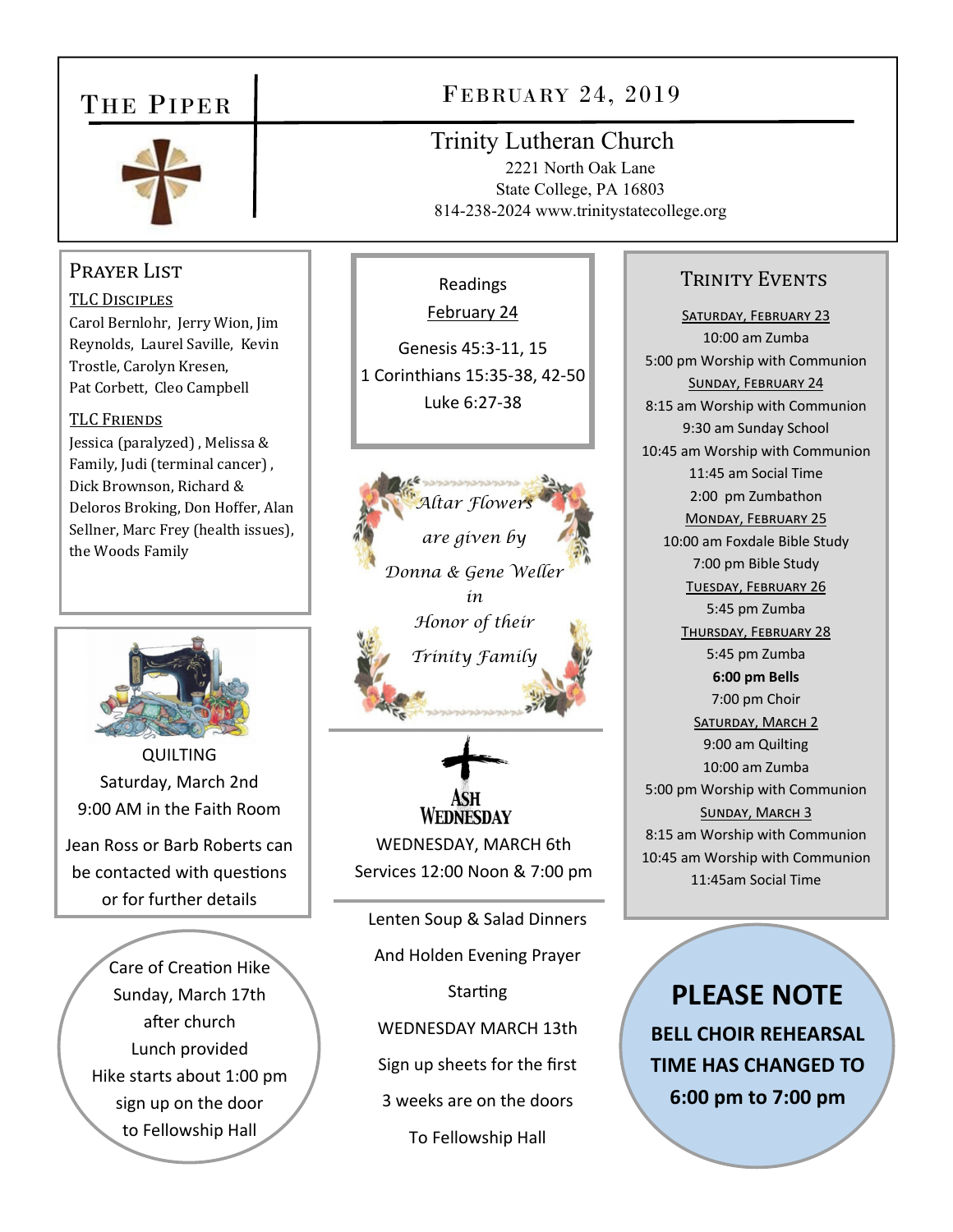# The Piper

## February 24, 2019

**Trinity Lutheran Church**
2221 North Oak Lane
State College, PA 16803
814-238-2024 www.trinitystatecollege.org

## Prayer List

**TLC Disciples**

Carol Bernlohr, Jerry Wion, Jim Reynolds, Laurel Saville, Kevin Trostle, Carolyn Kresen, Pat Corbett, Cleo Campbell

**TLC Friends**

Jessica (paralyzed) , Melissa & Family, Judi (terminal cancer) , Dick Brownson, Richard & Deloros Broking, Don Hoffer, Alan Sellner, Marc Frey (health issues), the Woods Family

## QUILTING

Saturday, March 2nd
9:00 AM in the Faith Room

Jean Ross or Barb Roberts can be contacted with questions or for further details

## Care of Creation Hike

Sunday, March 17th
after church
Lunch provided
Hike starts about 1:00 pm
sign up on the door
to Fellowship Hall

## Readings

February 24

Genesis 45:3-11, 15
1 Corinthians 15:35-38, 42-50
Luke 6:27-38

*Altar Flowers are given by Donna & Gene Weller in Honor of their Trinity Family*

## Ash Wednesday

WEDNESDAY, MARCH 6th
Services 12:00 Noon & 7:00 pm

Lenten Soup & Salad Dinners
And Holden Evening Prayer
Starting
WEDNESDAY MARCH 13th
Sign up sheets for the first 3 weeks are on the doors
To Fellowship Hall

## Trinity Events

**Saturday, February 23**
10:00 am Zumba
5:00 pm Worship with Communion

**Sunday, February 24**
8:15 am Worship with Communion
9:30 am Sunday School
10:45 am Worship with Communion
11:45 am Social Time
2:00 pm Zumbathon

**Monday, February 25**
10:00 am Foxdale Bible Study
7:00 pm Bible Study

**Tuesday, February 26**
5:45 pm Zumba

**Thursday, February 28**
5:45 pm Zumba
**6:00 pm Bells**
7:00 pm Choir

**Saturday, March 2**
9:00 am Quilting
10:00 am Zumba
5:00 pm Worship with Communion

**Sunday, March 3**
8:15 am Worship with Communion
10:45 am Worship with Communion
11:45am Social Time

## PLEASE NOTE

**BELL CHOIR REHEARSAL TIME HAS CHANGED TO 6:00 pm to 7:00 pm**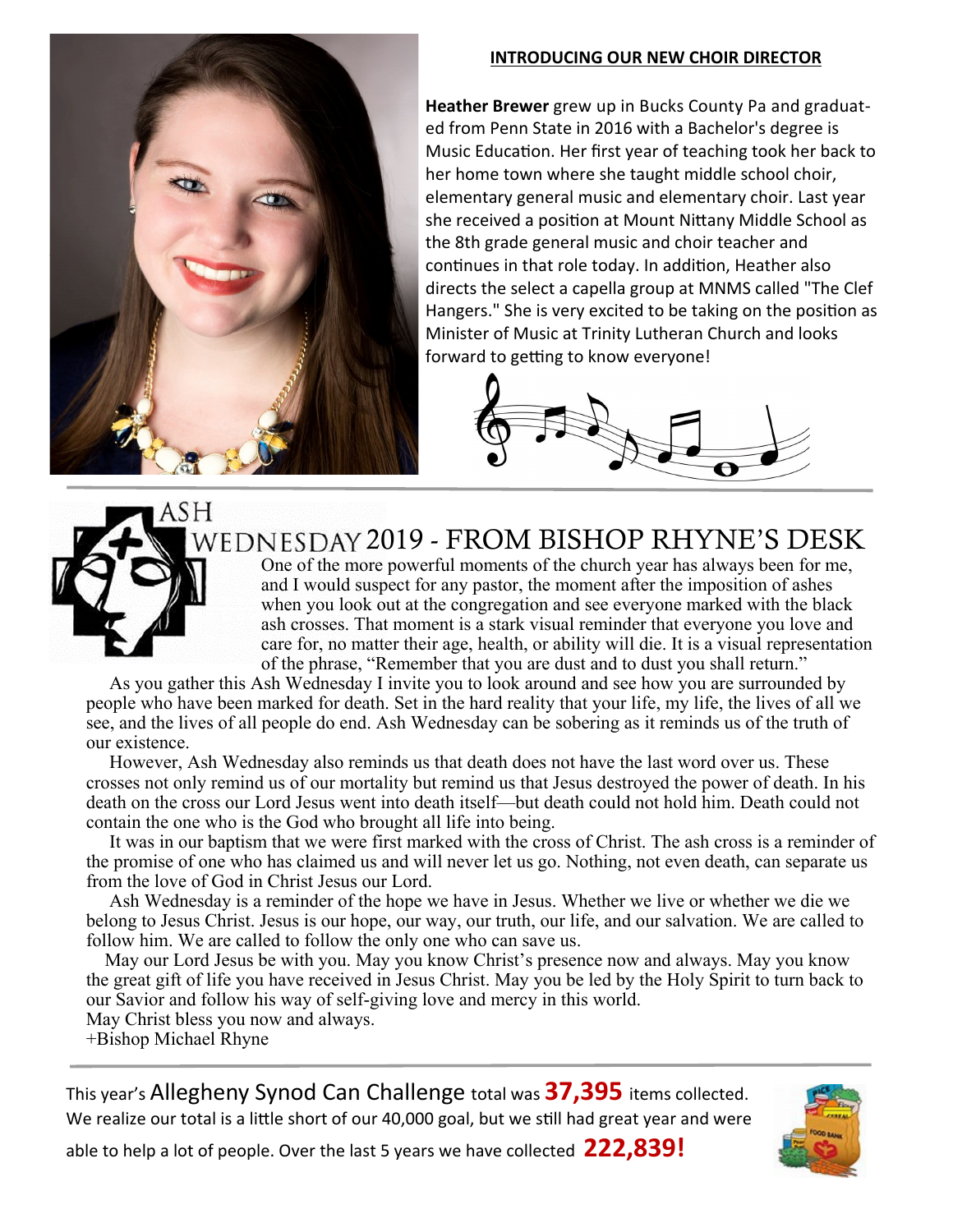## INTRODUCING OUR NEW CHOIR DIRECTOR

**Heather Brewer** grew up in Bucks County Pa and graduated from Penn State in 2016 with a Bachelor's degree is Music Education. Her first year of teaching took her back to her home town where she taught middle school choir, elementary general music and elementary choir. Last year she received a position at Mount Nittany Middle School as the 8th grade general music and choir teacher and continues in that role today. In addition, Heather also directs the select a capella group at MNMS called "The Clef Hangers." She is very excited to be taking on the position as Minister of Music at Trinity Lutheran Church and looks forward to getting to know everyone!

## ASH WEDNESDAY 2019 - FROM BISHOP RHYNE'S DESK

One of the more powerful moments of the church year has always been for me, and I would suspect for any pastor, the moment after the imposition of ashes when you look out at the congregation and see everyone marked with the black ash crosses. That moment is a stark visual reminder that everyone you love and care for, no matter their age, health, or ability will die. It is a visual representation of the phrase, "Remember that you are dust and to dust you shall return."

As you gather this Ash Wednesday I invite you to look around and see how you are surrounded by people who have been marked for death. Set in the hard reality that your life, my life, the lives of all we see, and the lives of all people do end. Ash Wednesday can be sobering as it reminds us of the truth of our existence.

However, Ash Wednesday also reminds us that death does not have the last word over us. These crosses not only remind us of our mortality but remind us that Jesus destroyed the power of death. In his death on the cross our Lord Jesus went into death itself—but death could not hold him. Death could not contain the one who is the God who brought all life into being.

It was in our baptism that we were first marked with the cross of Christ. The ash cross is a reminder of the promise of one who has claimed us and will never let us go. Nothing, not even death, can separate us from the love of God in Christ Jesus our Lord.

Ash Wednesday is a reminder of the hope we have in Jesus. Whether we live or whether we die we belong to Jesus Christ. Jesus is our hope, our way, our truth, our life, and our salvation. We are called to follow him. We are called to follow the only one who can save us.

May our Lord Jesus be with you. May you know Christ's presence now and always. May you know the great gift of life you have received in Jesus Christ. May you be led by the Holy Spirit to turn back to our Savior and follow his way of self-giving love and mercy in this world.

May Christ bless you now and always.

+Bishop Michael Rhyne

---

This year's Allegheny Synod Can Challenge total was **37,395** items collected. We realize our total is a little short of our 40,000 goal, but we still had great year and were able to help a lot of people. Over the last 5 years we have collected **222,839!**